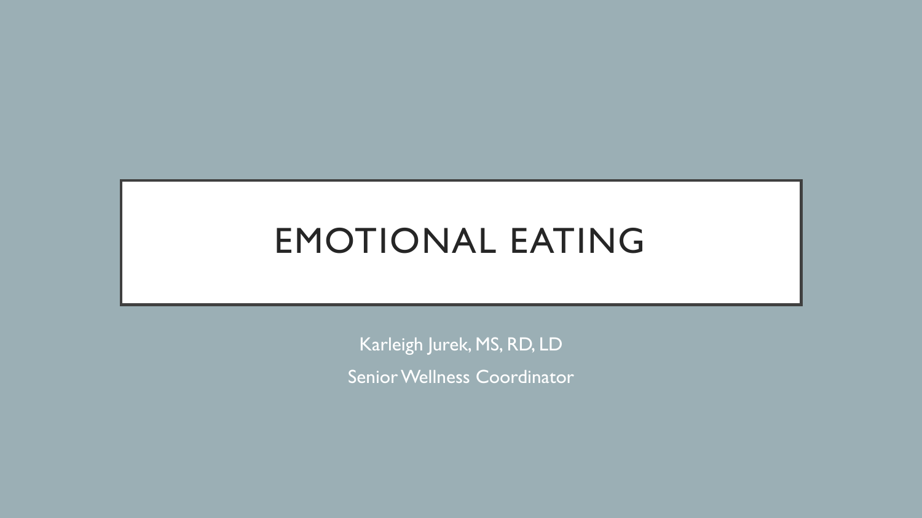# EMOTIONAL EATING

Karleigh Jurek, MS, RD, LD

Senior Wellness Coordinator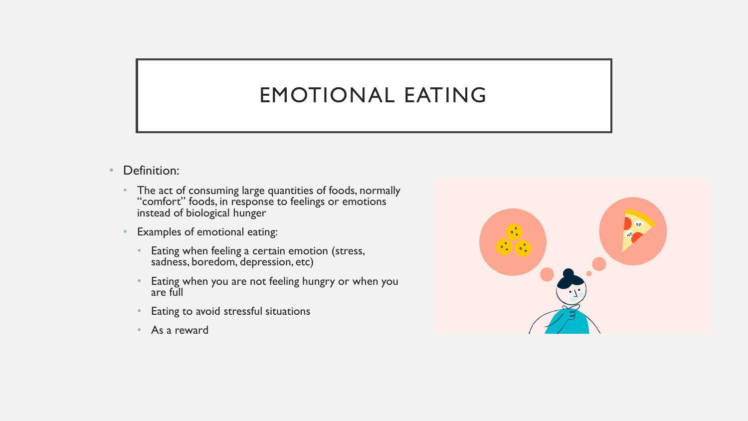# EMOTIONAL EATING

- Definition:
  - The act of consuming large quantities of foods, normally "comfort" foods, in response to feelings or emotions instead of biological hunger
  - Examples of emotional eating:
    - Eating when feeling a certain emotion (stress, sadness, boredom, depression, etc)
    - Eating when you are not feeling hungry or when you are full
    - Eating to avoid stressful situations
    - As a reward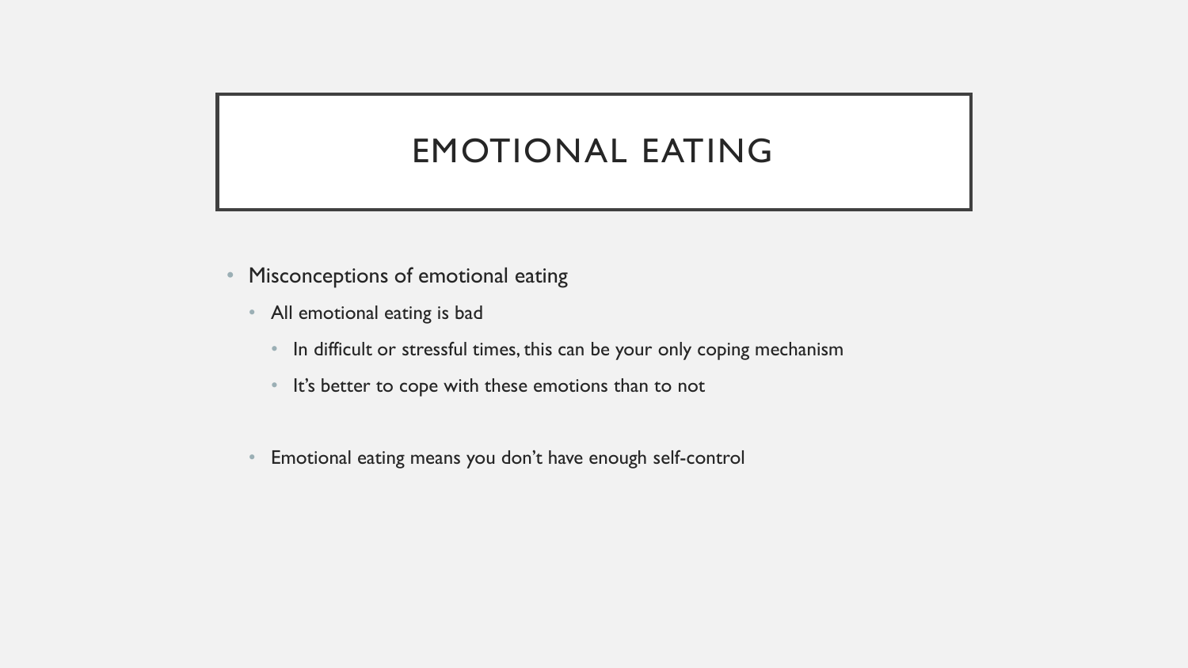# EMOTIONAL EATING

- Misconceptions of emotional eating
  - All emotional eating is bad
    - In difficult or stressful times, this can be your only coping mechanism
    - It's better to cope with these emotions than to not
  - Emotional eating means you don't have enough self-control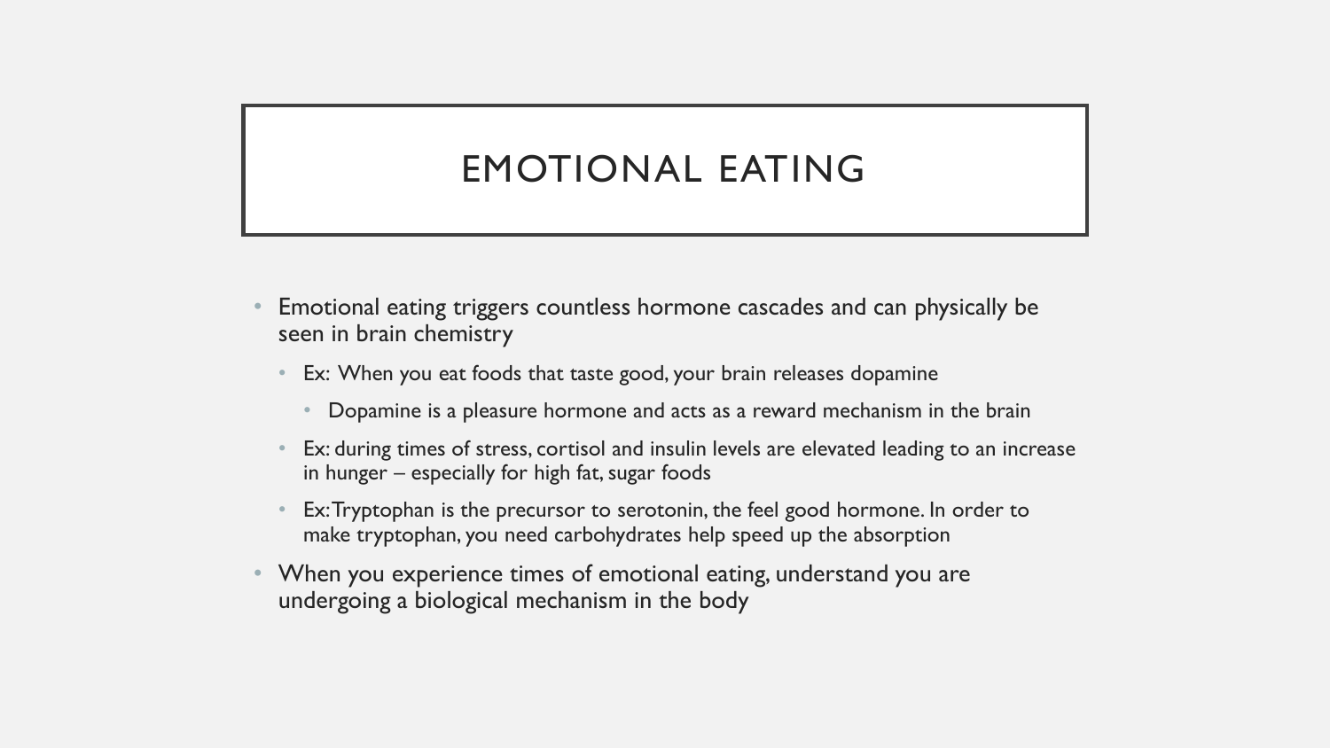# EMOTIONAL EATING

- Emotional eating triggers countless hormone cascades and can physically be seen in brain chemistry
  - Ex: When you eat foods that taste good, your brain releases dopamine
    - Dopamine is a pleasure hormone and acts as a reward mechanism in the brain
  - Ex: during times of stress, cortisol and insulin levels are elevated leading to an increase in hunger – especially for high fat, sugar foods
  - Ex: Tryptophan is the precursor to serotonin, the feel good hormone. In order to make tryptophan, you need carbohydrates help speed up the absorption
- When you experience times of emotional eating, understand you are undergoing a biological mechanism in the body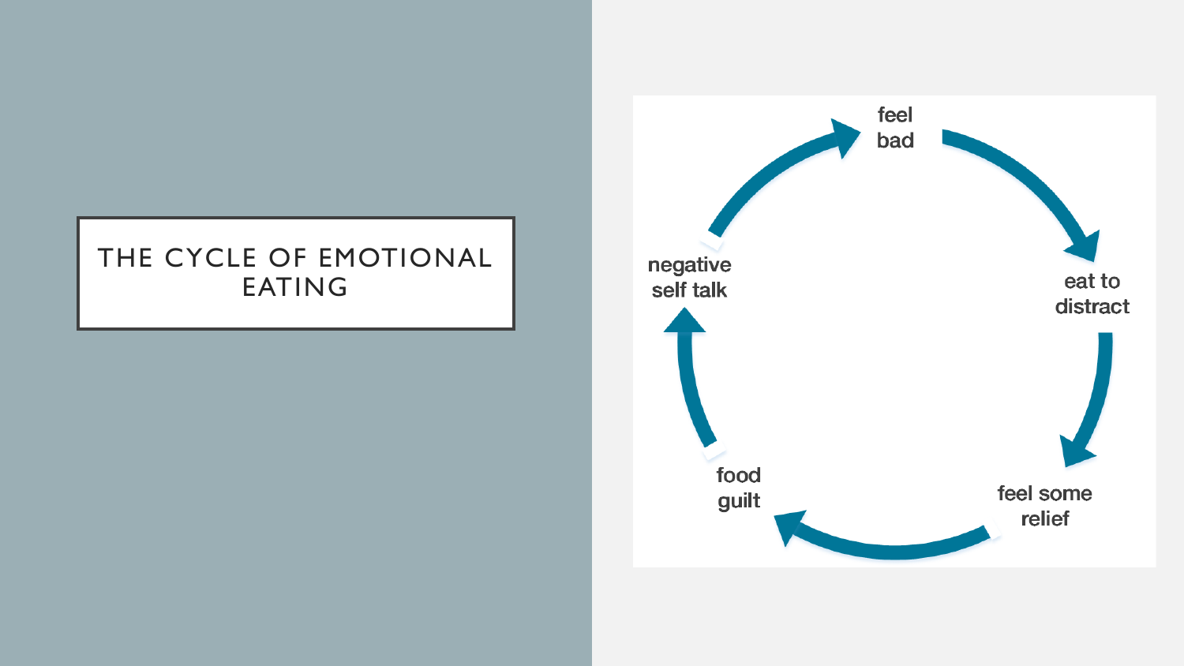# THE CYCLE OF EMOTIONAL EATING

feel bad

eat to distract

feel some relief

food guilt

negative self talk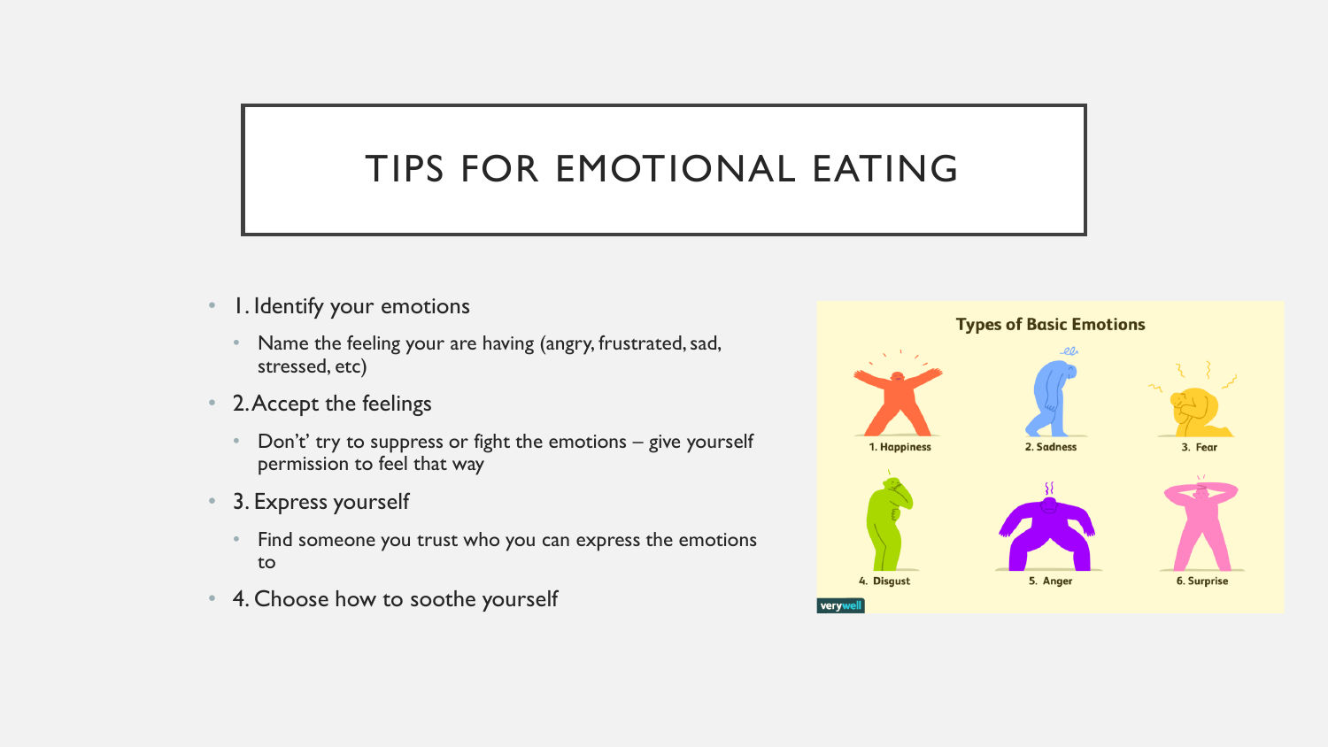# TIPS FOR EMOTIONAL EATING

- 1. Identify your emotions
  - Name the feeling your are having (angry, frustrated, sad, stressed, etc)
- 2. Accept the feelings
  - Don't' try to suppress or fight the emotions – give yourself permission to feel that way
- 3. Express yourself
  - Find someone you trust who you can express the emotions to
- 4. Choose how to soothe yourself

**Types of Basic Emotions**

1. Happiness
2. Sadness
3. Fear
4. Disgust
5. Anger
6. Surprise

verywell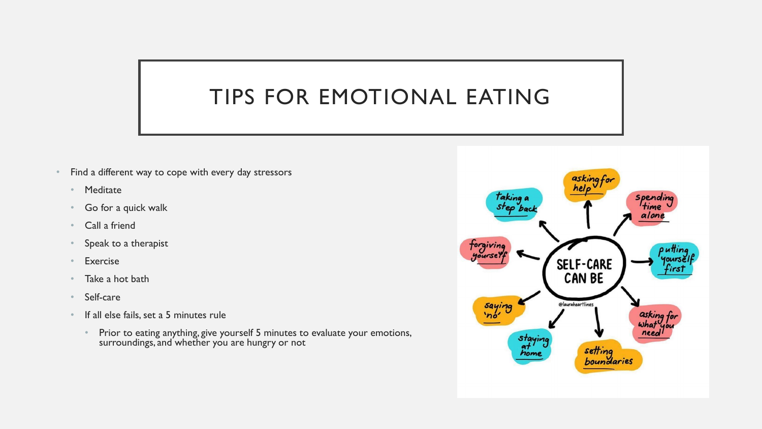# TIPS FOR EMOTIONAL EATING

- Find a different way to cope with every day stressors
  - Meditate
  - Go for a quick walk
  - Call a friend
  - Speak to a therapist
  - Exercise
  - Take a hot bath
  - Self-care
  - If all else fails, set a 5 minutes rule
    - Prior to eating anything, give yourself 5 minutes to evaluate your emotions, surroundings, and whether you are hungry or not

SELF-CARE CAN BE

- asking for help
- spending time alone
- putting yourself first
- asking for what you need
- setting boundaries
- staying at home
- saying 'no'
- forgiving yourself
- taking a step back

@laurahearttlines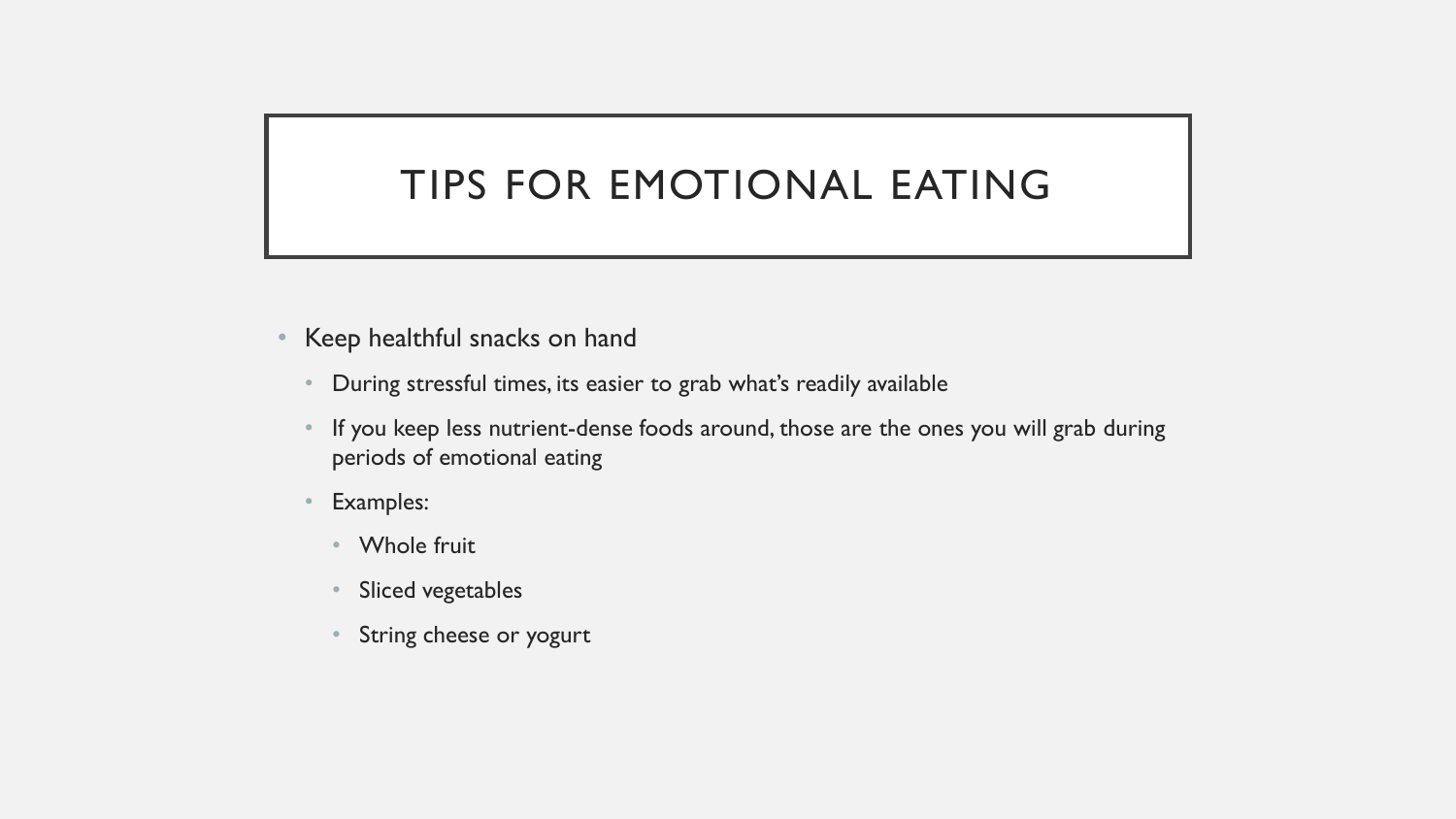# TIPS FOR EMOTIONAL EATING

- Keep healthful snacks on hand
  - During stressful times, its easier to grab what's readily available
  - If you keep less nutrient-dense foods around, those are the ones you will grab during periods of emotional eating
  - Examples:
    - Whole fruit
    - Sliced vegetables
    - String cheese or yogurt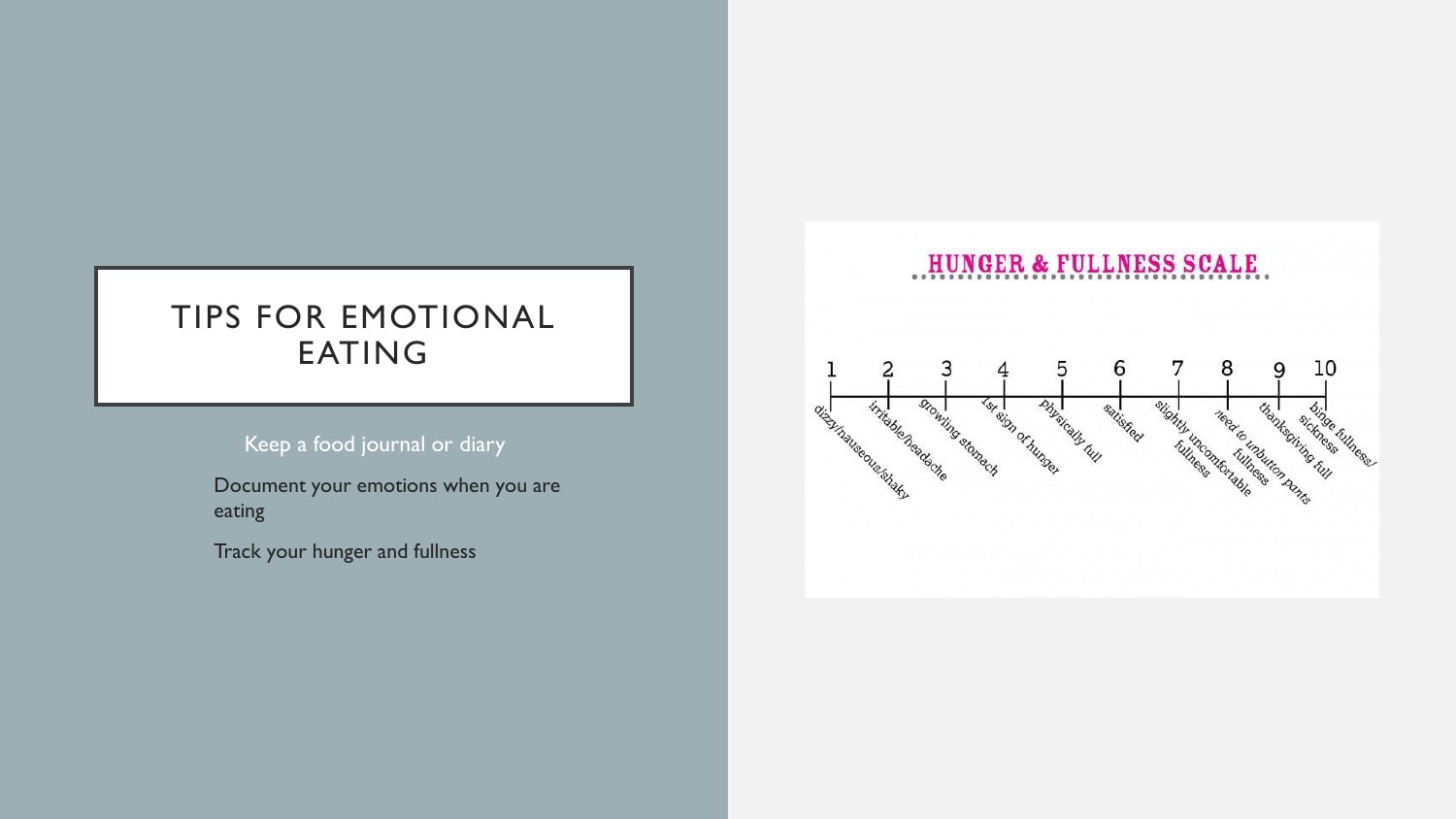# TIPS FOR EMOTIONAL EATING

- Keep a food journal or diary
- Document your emotions when you are eating
- Track your hunger and fullness

## HUNGER & FULLNESS SCALE

1. dizzy/nauseous/shaky
2. irritable/headache
3. growling stomach
4. 1st sign of hunger
5. physically full
6. satisfied
7. slightly uncomfortable fullness
8. need to unbutton pants fullness
9. thanksgiving full
10. binge fullness/ sickness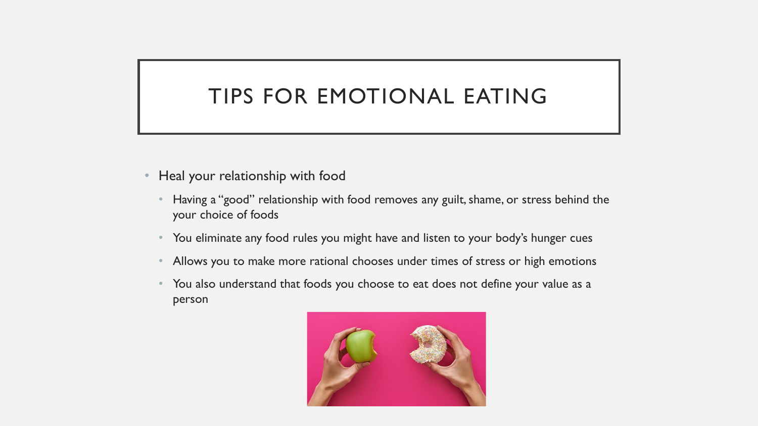# TIPS FOR EMOTIONAL EATING

- Heal your relationship with food
  - Having a "good" relationship with food removes any guilt, shame, or stress behind the your choice of foods
  - You eliminate any food rules you might have and listen to your body's hunger cues
  - Allows you to make more rational chooses under times of stress or high emotions
  - You also understand that foods you choose to eat does not define your value as a person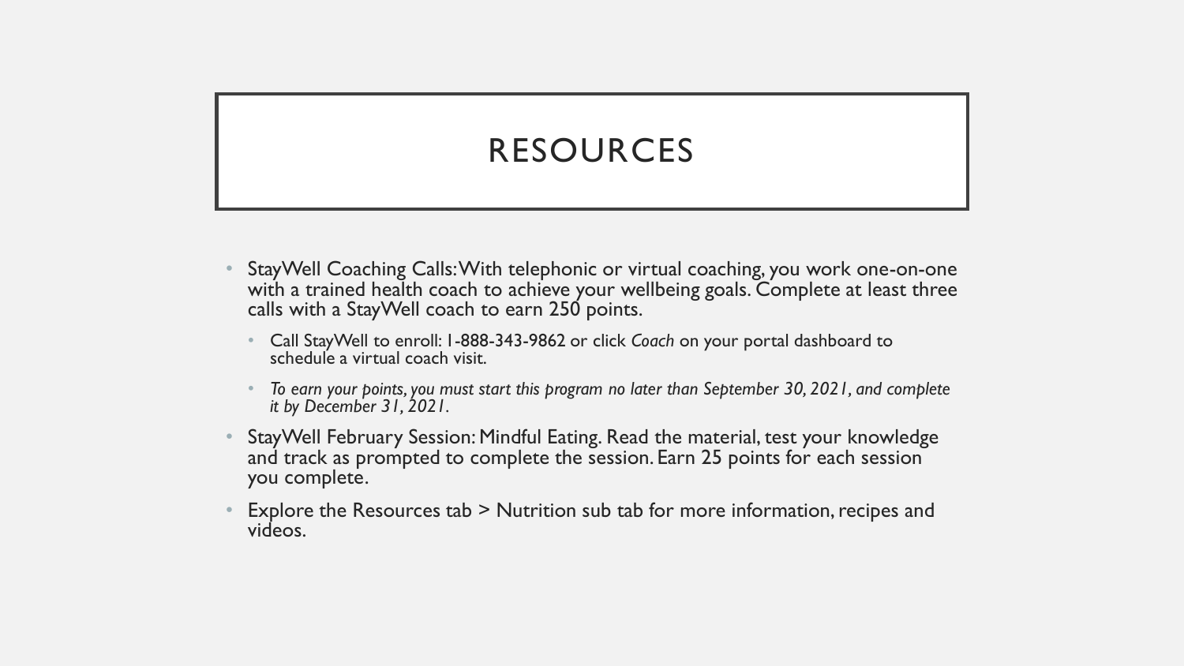# RESOURCES

- StayWell Coaching Calls: With telephonic or virtual coaching, you work one-on-one with a trained health coach to achieve your wellbeing goals. Complete at least three calls with a StayWell coach to earn 250 points.
  - Call StayWell to enroll: 1-888-343-9862 or click *Coach* on your portal dashboard to schedule a virtual coach visit.
  - *To earn your points, you must start this program no later than September 30, 2021, and complete it by December 31, 2021.*
- StayWell February Session: Mindful Eating. Read the material, test your knowledge and track as prompted to complete the session. Earn 25 points for each session you complete.
- Explore the Resources tab > Nutrition sub tab for more information, recipes and videos.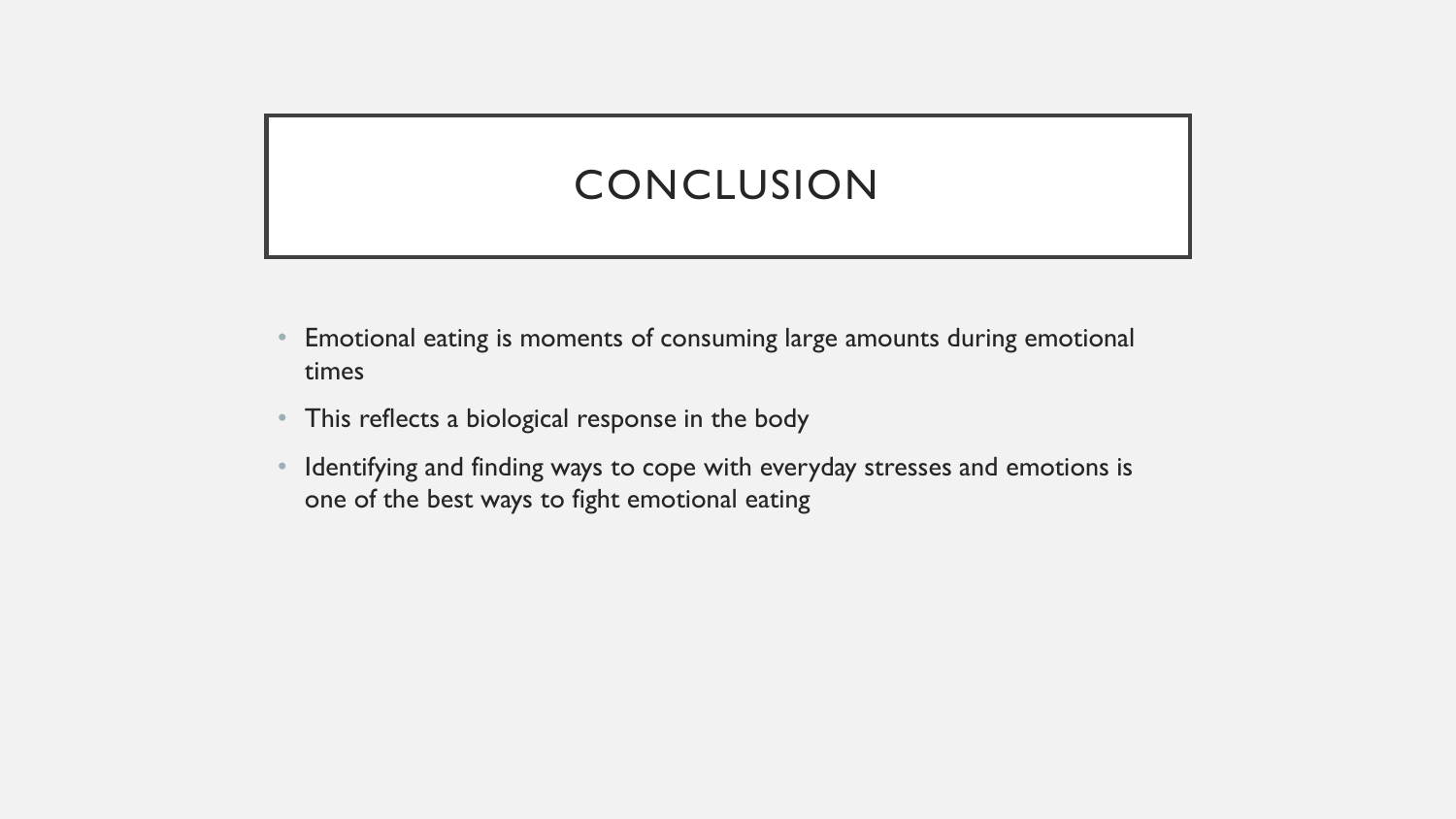# CONCLUSION

- Emotional eating is moments of consuming large amounts during emotional times
- This reflects a biological response in the body
- Identifying and finding ways to cope with everyday stresses and emotions is one of the best ways to fight emotional eating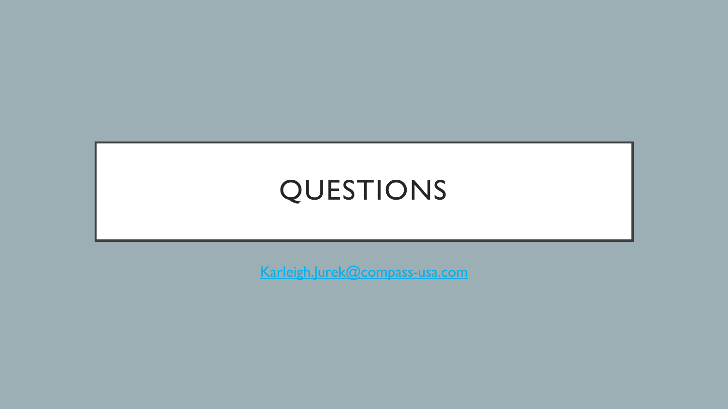# QUESTIONS

[Karleigh.Jurek@compass-usa.com](mailto:Karleigh.Jurek@compass-usa.com)